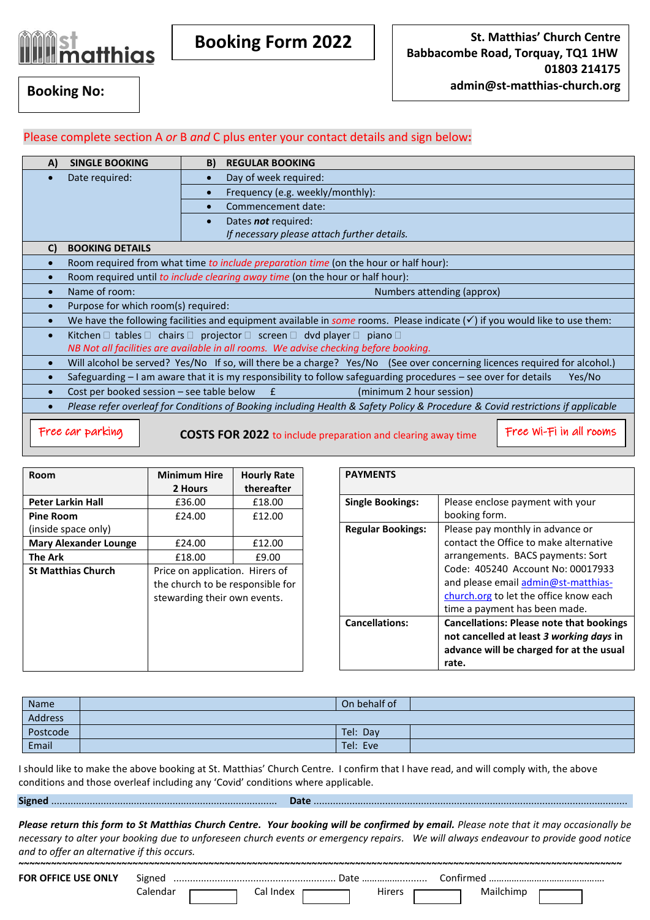st matthias

# Booking Form 2022

**St. Matthias' Church Centre**
**Babbacombe Road, Torquay, TQ1 1HW**
**01803 214175**
**admin@st-matthias-church.org**

**Booking No:**

Please complete section A *or* B *and* C plus enter your contact details and sign below:

| **A) SINGLE BOOKING** | **B) REGULAR BOOKING** |
|---|---|
| • Date required: | • Day of week required: |
| | • Frequency (e.g. weekly/monthly): |
| | • Commencement date: |
| | • Dates ***not*** required: *If necessary please attach further details.* |

**C) BOOKING DETAILS**

- Room required from what time *to include preparation time* (on the hour or half hour):
- Room required until *to include clearing away time* (on the hour or half hour):
- Name of room: Numbers attending (approx)
- Purpose for which room(s) required:
- We have the following facilities and equipment available in *some* rooms. Please indicate (✓) if you would like to use them:
- Kitchen ☐ tables ☐ chairs ☐ projector ☐ screen ☐ dvd player ☐ piano ☐
  *NB Not all facilities are available in all rooms. We advise checking before booking.*
- Will alcohol be served? Yes/No If so, will there be a charge? Yes/No (See over concerning licences required for alcohol.)
- Safeguarding – I am aware that it is my responsibility to follow safeguarding procedures – see over for details Yes/No
- Cost per booked session – see table below £ (minimum 2 hour session)
- *Please refer overleaf for Conditions of Booking including Health & Safety Policy & Procedure & Covid restrictions if applicable*

Free car parking

**COSTS FOR 2022** to include preparation and clearing away time

Free Wi-Fi in all rooms

| **Room** | **Minimum Hire 2 Hours** | **Hourly Rate thereafter** |
|---|---|---|
| **Peter Larkin Hall** | £36.00 | £18.00 |
| **Pine Room** (inside space only) | £24.00 | £12.00 |
| **Mary Alexander Lounge** | £24.00 | £12.00 |
| **The Ark** | £18.00 | £9.00 |
| **St Matthias Church** | Price on application. Hirers of the church to be responsible for stewarding their own events. | |

| **PAYMENTS** | |
|---|---|
| **Single Bookings:** | Please enclose payment with your booking form. |
| **Regular Bookings:** | Please pay monthly in advance or contact the Office to make alternative arrangements. BACS payments: Sort Code: 405240 Account No: 00017933 and please email admin@st-matthias-church.org to let the office know each time a payment has been made. |
| **Cancellations:** | **Cancellations: Please note that bookings not cancelled at least *3 working days* in advance will be charged for at the usual rate.** |

| Name | | On behalf of | |
|---|---|---|---|
| Address | | | |
| Postcode | | Tel: Day | |
| Email | | Tel: Eve | |

I should like to make the above booking at St. Matthias' Church Centre. I confirm that I have read, and will comply with, the above conditions and those overleaf including any 'Covid' conditions where applicable.

**Signed** ................................................................................ **Date** ................................................................................

***Please return this form to St Matthias Church Centre. Your booking will be confirmed by email.*** *Please note that it may occasionally be necessary to alter your booking due to unforeseen church events or emergency repairs. We will always endeavour to provide good notice and to offer an alternative if this occurs.*

~~~~~~~~~~~~~~~~~~~~~~~~~~~~~~~~~~~~~~~~~~~~~~~~~~~~~~~~~~~~~~~~~~~~~~~~~~~~~~~~

**FOR OFFICE USE ONLY** Signed .......................................................... Date ......................... Confirmed .............................................

Calendar ☐ Cal Index ☐ Hirers ☐ Mailchimp ☐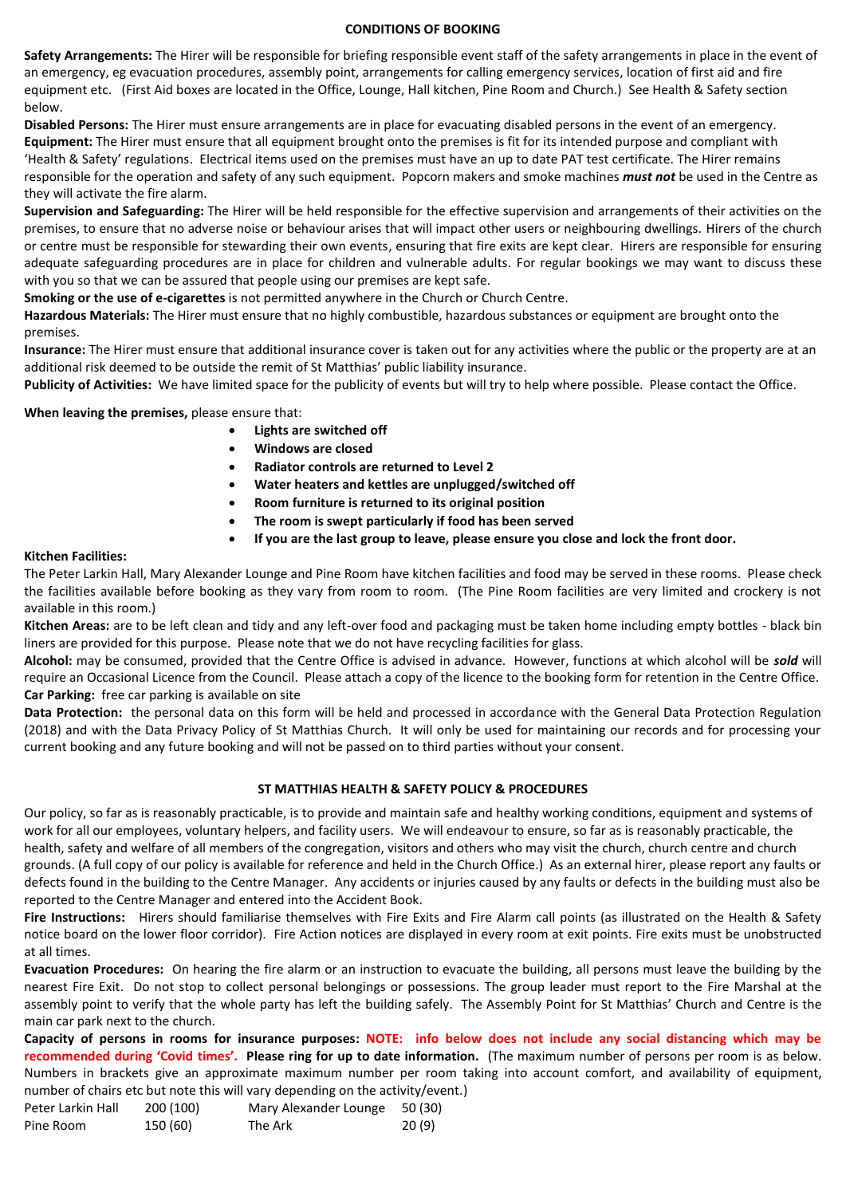## CONDITIONS OF BOOKING

**Safety Arrangements:** The Hirer will be responsible for briefing responsible event staff of the safety arrangements in place in the event of an emergency, eg evacuation procedures, assembly point, arrangements for calling emergency services, location of first aid and fire equipment etc. (First Aid boxes are located in the Office, Lounge, Hall kitchen, Pine Room and Church.) See Health & Safety section below.

**Disabled Persons:** The Hirer must ensure arrangements are in place for evacuating disabled persons in the event of an emergency.

**Equipment:** The Hirer must ensure that all equipment brought onto the premises is fit for its intended purpose and compliant with 'Health & Safety' regulations. Electrical items used on the premises must have an up to date PAT test certificate. The Hirer remains responsible for the operation and safety of any such equipment. Popcorn makers and smoke machines ***must not*** be used in the Centre as they will activate the fire alarm.

**Supervision and Safeguarding:** The Hirer will be held responsible for the effective supervision and arrangements of their activities on the premises, to ensure that no adverse noise or behaviour arises that will impact other users or neighbouring dwellings. Hirers of the church or centre must be responsible for stewarding their own events, ensuring that fire exits are kept clear. Hirers are responsible for ensuring adequate safeguarding procedures are in place for children and vulnerable adults. For regular bookings we may want to discuss these with you so that we can be assured that people using our premises are kept safe.

**Smoking or the use of e-cigarettes** is not permitted anywhere in the Church or Church Centre.

**Hazardous Materials:** The Hirer must ensure that no highly combustible, hazardous substances or equipment are brought onto the premises.

**Insurance:** The Hirer must ensure that additional insurance cover is taken out for any activities where the public or the property are at an additional risk deemed to be outside the remit of St Matthias' public liability insurance.

**Publicity of Activities:** We have limited space for the publicity of events but will try to help where possible. Please contact the Office.

**When leaving the premises,** please ensure that:

- **Lights are switched off**
- **Windows are closed**
- **Radiator controls are returned to Level 2**
- **Water heaters and kettles are unplugged/switched off**
- **Room furniture is returned to its original position**
- **The room is swept particularly if food has been served**
- **If you are the last group to leave, please ensure you close and lock the front door.**

**Kitchen Facilities:**

The Peter Larkin Hall, Mary Alexander Lounge and Pine Room have kitchen facilities and food may be served in these rooms. Please check the facilities available before booking as they vary from room to room. (The Pine Room facilities are very limited and crockery is not available in this room.)

**Kitchen Areas:** are to be left clean and tidy and any left-over food and packaging must be taken home including empty bottles - black bin liners are provided for this purpose. Please note that we do not have recycling facilities for glass.

**Alcohol:** may be consumed, provided that the Centre Office is advised in advance. However, functions at which alcohol will be ***sold*** will require an Occasional Licence from the Council. Please attach a copy of the licence to the booking form for retention in the Centre Office.

**Car Parking:** free car parking is available on site

**Data Protection:** the personal data on this form will be held and processed in accordance with the General Data Protection Regulation (2018) and with the Data Privacy Policy of St Matthias Church. It will only be used for maintaining our records and for processing your current booking and any future booking and will not be passed on to third parties without your consent.

## ST MATTHIAS HEALTH & SAFETY POLICY & PROCEDURES

Our policy, so far as is reasonably practicable, is to provide and maintain safe and healthy working conditions, equipment and systems of work for all our employees, voluntary helpers, and facility users. We will endeavour to ensure, so far as is reasonably practicable, the health, safety and welfare of all members of the congregation, visitors and others who may visit the church, church centre and church grounds. (A full copy of our policy is available for reference and held in the Church Office.) As an external hirer, please report any faults or defects found in the building to the Centre Manager. Any accidents or injuries caused by any faults or defects in the building must also be reported to the Centre Manager and entered into the Accident Book.

**Fire Instructions:** Hirers should familiarise themselves with Fire Exits and Fire Alarm call points (as illustrated on the Health & Safety notice board on the lower floor corridor). Fire Action notices are displayed in every room at exit points. Fire exits must be unobstructed at all times.

**Evacuation Procedures:** On hearing the fire alarm or an instruction to evacuate the building, all persons must leave the building by the nearest Fire Exit. Do not stop to collect personal belongings or possessions. The group leader must report to the Fire Marshal at the assembly point to verify that the whole party has left the building safely. The Assembly Point for St Matthias' Church and Centre is the main car park next to the church.

**Capacity of persons in rooms for insurance purposes: NOTE: info below does not include any social distancing which may be recommended during 'Covid times'. Please ring for up to date information.** (The maximum number of persons per room is as below. Numbers in brackets give an approximate maximum number per room taking into account comfort, and availability of equipment, number of chairs etc but note this will vary depending on the activity/event.)

| | | | |
|---|---|---|---|
| Peter Larkin Hall | 200 (100) | Mary Alexander Lounge | 50 (30) |
| Pine Room | 150 (60) | The Ark | 20 (9) |